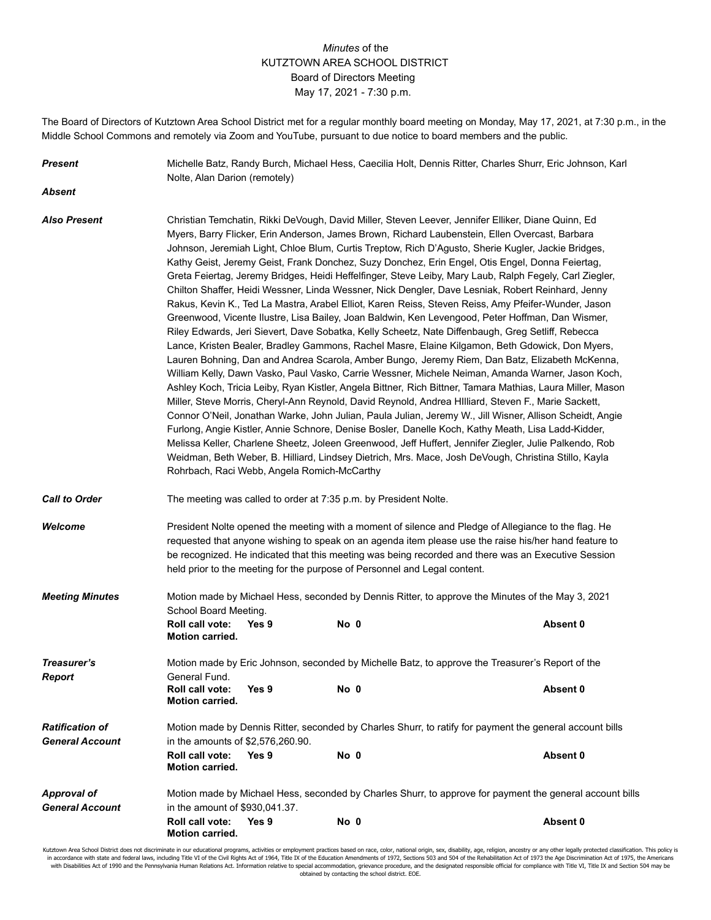*Minutes* of the
KUTZTOWN AREA SCHOOL DISTRICT
Board of Directors Meeting
May 17, 2021 - 7:30 p.m.

The Board of Directors of Kutztown Area School District met for a regular monthly board meeting on Monday, May 17, 2021, at 7:30 p.m., in the Middle School Commons and remotely via Zoom and YouTube, pursuant to due notice to board members and the public.

***Present*** Michelle Batz, Randy Burch, Michael Hess, Caecilia Holt, Dennis Ritter, Charles Shurr, Eric Johnson, Karl Nolte, Alan Darion (remotely)

***Absent***

***Also Present*** Christian Temchatin, Rikki DeVough, David Miller, Steven Leever, Jennifer Elliker, Diane Quinn, Ed Myers, Barry Flicker, Erin Anderson, James Brown, Richard Laubenstein, Ellen Overcast, Barbara Johnson, Jeremiah Light, Chloe Blum, Curtis Treptow, Rich D'Agusto, Sherie Kugler, Jackie Bridges, Kathy Geist, Jeremy Geist, Frank Donchez, Suzy Donchez, Erin Engel, Otis Engel, Donna Feiertag, Greta Feiertag, Jeremy Bridges, Heidi Heffelfinger, Steve Leiby, Mary Laub, Ralph Fegely, Carl Ziegler, Chilton Shaffer, Heidi Wessner, Linda Wessner, Nick Dengler, Dave Lesniak, Robert Reinhard, Jenny Rakus, Kevin K., Ted La Mastra, Arabel Elliot, Karen Reiss, Steven Reiss, Amy Pfeifer-Wunder, Jason Greenwood, Vicente Ilustre, Lisa Bailey, Joan Baldwin, Ken Levengood, Peter Hoffman, Dan Wismer, Riley Edwards, Jeri Sievert, Dave Sobatka, Kelly Scheetz, Nate Diffenbaugh, Greg Setliff, Rebecca Lance, Kristen Bealer, Bradley Gammons, Rachel Masre, Elaine Kilgamon, Beth Gdowick, Don Myers, Lauren Bohning, Dan and Andrea Scarola, Amber Bungo, Jeremy Riem, Dan Batz, Elizabeth McKenna, William Kelly, Dawn Vasko, Paul Vasko, Carrie Wessner, Michele Neiman, Amanda Warner, Jason Koch, Ashley Koch, Tricia Leiby, Ryan Kistler, Angela Bittner, Rich Bittner, Tamara Mathias, Laura Miller, Mason Miller, Steve Morris, Cheryl-Ann Reynold, David Reynold, Andrea HIlliard, Steven F., Marie Sackett, Connor O'Neil, Jonathan Warke, John Julian, Paula Julian, Jeremy W., Jill Wisner, Allison Scheidt, Angie Furlong, Angie Kistler, Annie Schnore, Denise Bosler, Danelle Koch, Kathy Meath, Lisa Ladd-Kidder, Melissa Keller, Charlene Sheetz, Joleen Greenwood, Jeff Huffert, Jennifer Ziegler, Julie Palkendo, Rob Weidman, Beth Weber, B. Hilliard, Lindsey Dietrich, Mrs. Mace, Josh DeVough, Christina Stillo, Kayla Rohrbach, Raci Webb, Angela Romich-McCarthy

***Call to Order*** The meeting was called to order at 7:35 p.m. by President Nolte.

***Welcome*** President Nolte opened the meeting with a moment of silence and Pledge of Allegiance to the flag. He requested that anyone wishing to speak on an agenda item please use the raise his/her hand feature to be recognized. He indicated that this meeting was being recorded and there was an Executive Session held prior to the meeting for the purpose of Personnel and Legal content.

***Meeting Minutes*** Motion made by Michael Hess, seconded by Dennis Ritter, to approve the Minutes of the May 3, 2021 School Board Meeting.
**Roll call vote: Yes 9** **No 0** **Absent 0**
**Motion carried.**

***Treasurer's Report*** Motion made by Eric Johnson, seconded by Michelle Batz, to approve the Treasurer's Report of the General Fund.
**Roll call vote: Yes 9** **No 0** **Absent 0**
**Motion carried.**

***Ratification of General Account*** Motion made by Dennis Ritter, seconded by Charles Shurr, to ratify for payment the general account bills in the amounts of $2,576,260.90.
**Roll call vote: Yes 9** **No 0** **Absent 0**
**Motion carried.**

***Approval of General Account*** Motion made by Michael Hess, seconded by Charles Shurr, to approve for payment the general account bills in the amount of $930,041.37.
**Roll call vote: Yes 9** **No 0** **Absent 0**
**Motion carried.**

Kutztown Area School District does not discriminate in our educational programs, activities or employment practices based on race, color, national origin, sex, disability, age, religion, ancestry or any other legally protected classification. This policy is in accordance with state and federal laws, including Title VI of the Civil Rights Act of 1964, Title IX of the Education Amendments of 1972, Sections 503 and 504 of the Rehabilitation Act of 1973 the Age Discrimination Act of 1975, the Americans with Disabilities Act of 1990 and the Pennsylvania Human Relations Act. Information relative to special accommodation, grievance procedure, and the designated responsible official for compliance with Title VI, Title IX and Section 504 may be obtained by contacting the school district. EOE.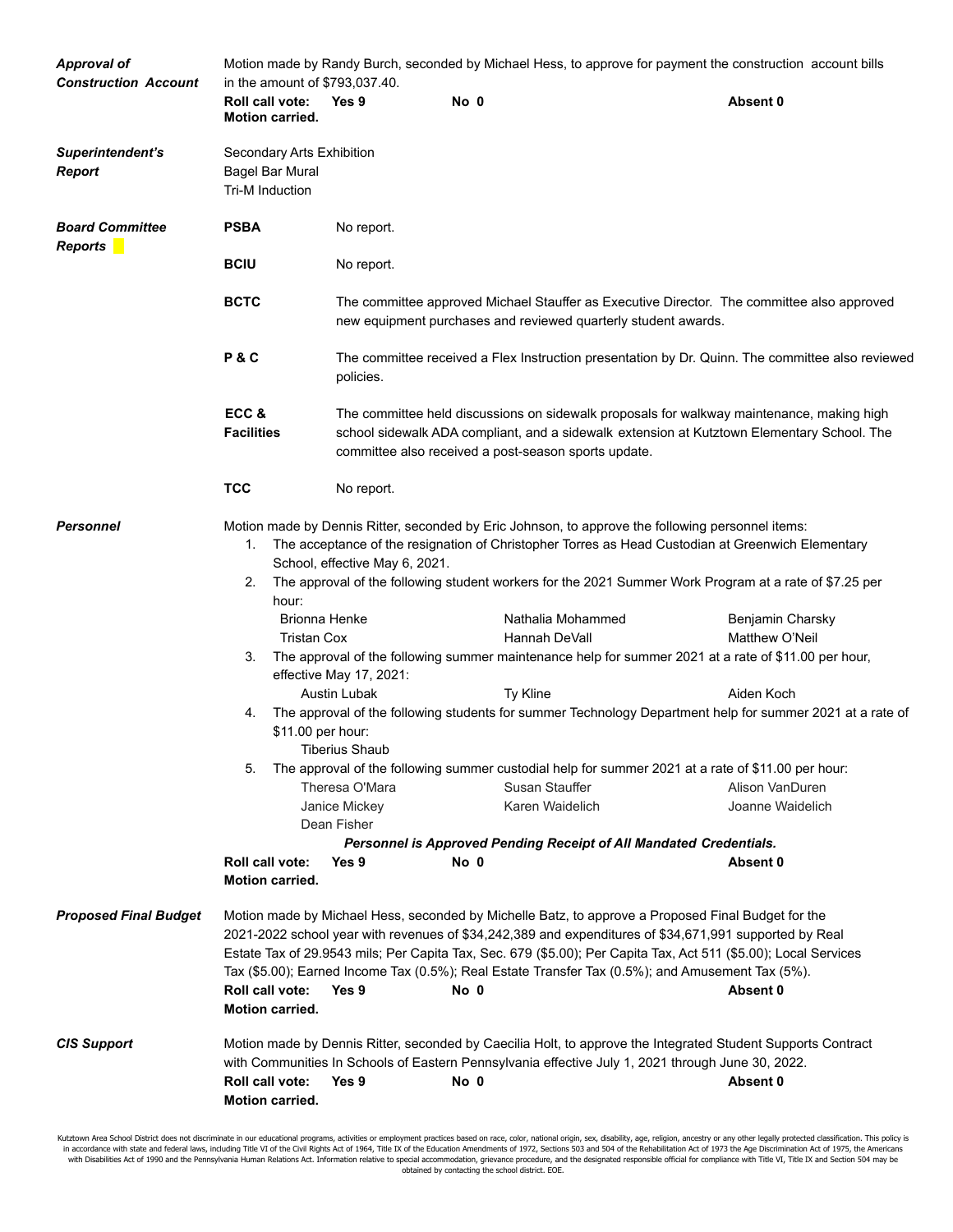***Approval of Construction Account***

Motion made by Randy Burch, seconded by Michael Hess, to approve for payment the construction account bills in the amount of $793,037.40.

**Roll call vote: Yes 9 No 0 Absent 0**
**Motion carried.**

***Superintendent's Report***

Secondary Arts Exhibition
Bagel Bar Mural
Tri-M Induction

***Board Committee Reports***

**PSBA** No report.

**BCIU** No report.

**BCTC** The committee approved Michael Stauffer as Executive Director. The committee also approved new equipment purchases and reviewed quarterly student awards.

**P & C** The committee received a Flex Instruction presentation by Dr. Quinn. The committee also reviewed policies.

**ECC & Facilities** The committee held discussions on sidewalk proposals for walkway maintenance, making high school sidewalk ADA compliant, and a sidewalk extension at Kutztown Elementary School. The committee also received a post-season sports update.

**TCC** No report.

***Personnel***

Motion made by Dennis Ritter, seconded by Eric Johnson, to approve the following personnel items:

1. The acceptance of the resignation of Christopher Torres as Head Custodian at Greenwich Elementary School, effective May 6, 2021.
2. The approval of the following student workers for the 2021 Summer Work Program at a rate of $7.25 per hour:

   Brionna Henke, Nathalia Mohammed, Benjamin Charsky
   Tristan Cox, Hannah DeVall, Matthew O'Neil

3. The approval of the following summer maintenance help for summer 2021 at a rate of $11.00 per hour, effective May 17, 2021:

   Austin Lubak, Ty Kline, Aiden Koch

4. The approval of the following students for summer Technology Department help for summer 2021 at a rate of $11.00 per hour:

   Tiberius Shaub

5. The approval of the following summer custodial help for summer 2021 at a rate of $11.00 per hour:

   Theresa O'Mara, Susan Stauffer, Alison VanDuren
   Janice Mickey, Karen Waidelich, Joanne Waidelich
   Dean Fisher

***Personnel is Approved Pending Receipt of All Mandated Credentials.***

**Roll call vote: Yes 9 No 0 Absent 0**
**Motion carried.**

***Proposed Final Budget***

Motion made by Michael Hess, seconded by Michelle Batz, to approve a Proposed Final Budget for the 2021-2022 school year with revenues of $34,242,389 and expenditures of $34,671,991 supported by Real Estate Tax of 29.9543 mils; Per Capita Tax, Sec. 679 ($5.00); Per Capita Tax, Act 511 ($5.00); Local Services Tax ($5.00); Earned Income Tax (0.5%); Real Estate Transfer Tax (0.5%); and Amusement Tax (5%).

**Roll call vote: Yes 9 No 0 Absent 0**
**Motion carried.**

***CIS Support***

Motion made by Dennis Ritter, seconded by Caecilia Holt, to approve the Integrated Student Supports Contract with Communities In Schools of Eastern Pennsylvania effective July 1, 2021 through June 30, 2022.

**Roll call vote: Yes 9 No 0 Absent 0**
**Motion carried.**

Kutztown Area School District does not discriminate in our educational programs, activities or employment practices based on race, color, national origin, sex, disability, age, religion, ancestry or any other legally protected classification. This policy is in accordance with state and federal laws, including Title VI of the Civil Rights Act of 1964, Title IX of the Education Amendments of 1972, Sections 503 and 504 of the Rehabilitation Act of 1973 the Age Discrimination Act of 1975, the Americans with Disabilities Act of 1990 and the Pennsylvania Human Relations Act. Information relative to special accommodation, grievance procedure, and the designated responsible official for compliance with Title VI, Title IX and Section 504 may be obtained by contacting the school district. EOE.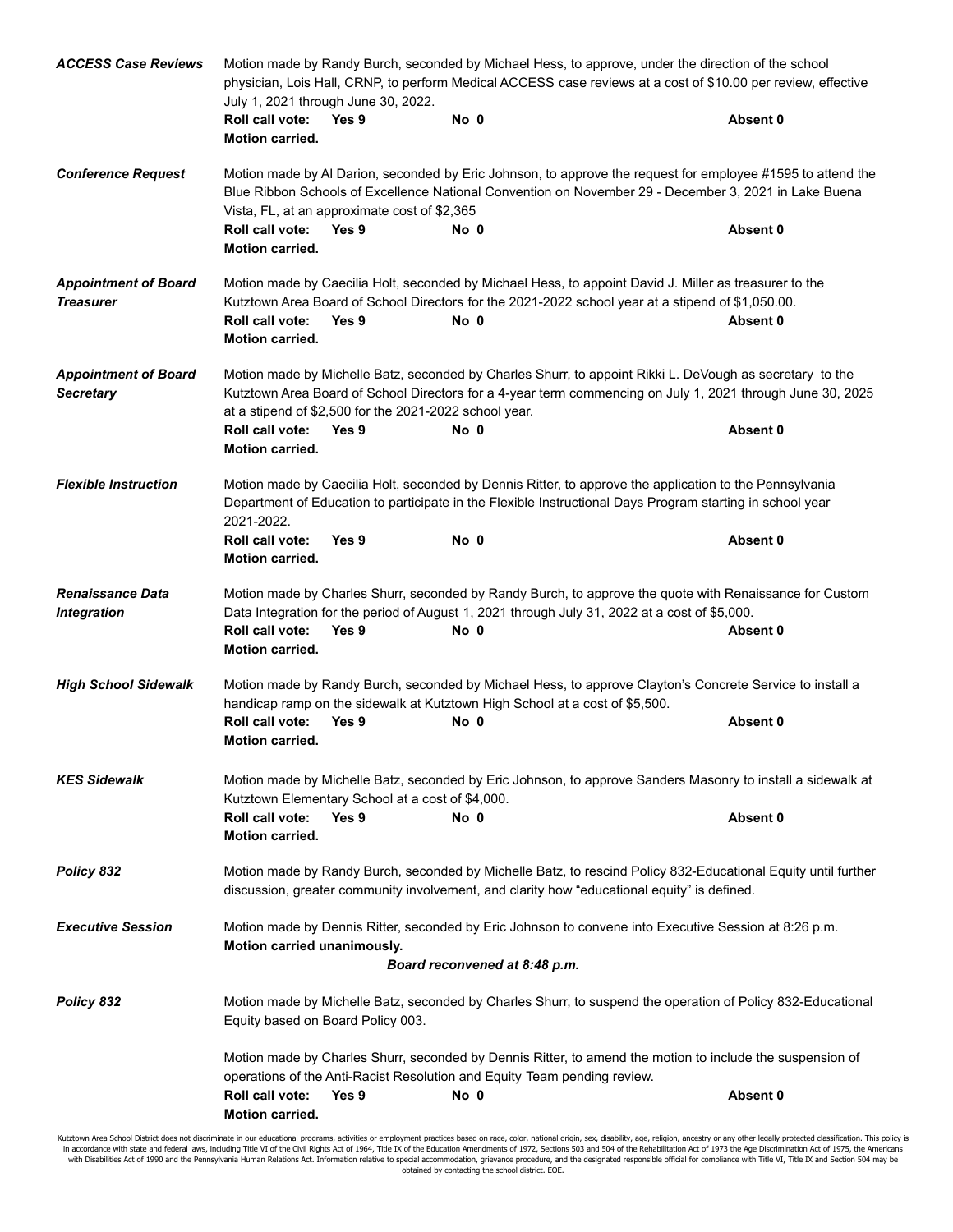***ACCESS Case Reviews***

Motion made by Randy Burch, seconded by Michael Hess, to approve, under the direction of the school physician, Lois Hall, CRNP, to perform Medical ACCESS case reviews at a cost of $10.00 per review, effective July 1, 2021 through June 30, 2022.

**Roll call vote: Yes 9 No 0 Absent 0**
**Motion carried.**

***Conference Request***

Motion made by Al Darion, seconded by Eric Johnson, to approve the request for employee #1595 to attend the Blue Ribbon Schools of Excellence National Convention on November 29 - December 3, 2021 in Lake Buena Vista, FL, at an approximate cost of $2,365

**Roll call vote: Yes 9 No 0 Absent 0**
**Motion carried.**

***Appointment of Board Treasurer***

Motion made by Caecilia Holt, seconded by Michael Hess, to appoint David J. Miller as treasurer to the Kutztown Area Board of School Directors for the 2021-2022 school year at a stipend of $1,050.00.

**Roll call vote: Yes 9 No 0 Absent 0**
**Motion carried.**

***Appointment of Board Secretary***

Motion made by Michelle Batz, seconded by Charles Shurr, to appoint Rikki L. DeVough as secretary to the Kutztown Area Board of School Directors for a 4-year term commencing on July 1, 2021 through June 30, 2025 at a stipend of $2,500 for the 2021-2022 school year.

**Roll call vote: Yes 9 No 0 Absent 0**
**Motion carried.**

***Flexible Instruction***

Motion made by Caecilia Holt, seconded by Dennis Ritter, to approve the application to the Pennsylvania Department of Education to participate in the Flexible Instructional Days Program starting in school year 2021-2022.

**Roll call vote: Yes 9 No 0 Absent 0**
**Motion carried.**

***Renaissance Data Integration***

Motion made by Charles Shurr, seconded by Randy Burch, to approve the quote with Renaissance for Custom Data Integration for the period of August 1, 2021 through July 31, 2022 at a cost of $5,000.

**Roll call vote: Yes 9 No 0 Absent 0**
**Motion carried.**

***High School Sidewalk***

Motion made by Randy Burch, seconded by Michael Hess, to approve Clayton's Concrete Service to install a handicap ramp on the sidewalk at Kutztown High School at a cost of $5,500.

**Roll call vote: Yes 9 No 0 Absent 0**
**Motion carried.**

***KES Sidewalk***

Motion made by Michelle Batz, seconded by Eric Johnson, to approve Sanders Masonry to install a sidewalk at Kutztown Elementary School at a cost of $4,000.

**Roll call vote: Yes 9 No 0 Absent 0**
**Motion carried.**

***Policy 832***

Motion made by Randy Burch, seconded by Michelle Batz, to rescind Policy 832-Educational Equity until further discussion, greater community involvement, and clarity how "educational equity" is defined.

***Executive Session***

Motion made by Dennis Ritter, seconded by Eric Johnson to convene into Executive Session at 8:26 p.m.
**Motion carried unanimously.**

***Board reconvened at 8:48 p.m.***

***Policy 832***

Motion made by Michelle Batz, seconded by Charles Shurr, to suspend the operation of Policy 832-Educational Equity based on Board Policy 003.

Motion made by Charles Shurr, seconded by Dennis Ritter, to amend the motion to include the suspension of operations of the Anti-Racist Resolution and Equity Team pending review.

**Roll call vote: Yes 9 No 0 Absent 0**
**Motion carried.**

Kutztown Area School District does not discriminate in our educational programs, activities or employment practices based on race, color, national origin, sex, disability, age, religion, ancestry or any other legally protected classification. This policy is in accordance with state and federal laws, including Title VI of the Civil Rights Act of 1964, Title IX of the Education Amendments of 1972, Sections 503 and 504 of the Rehabilitation Act of 1973 the Age Discrimination Act of 1975, the Americans with Disabilities Act of 1990 and the Pennsylvania Human Relations Act. Information relative to special accommodation, grievance procedure, and the designated responsible official for compliance with Title VI, Title IX and Section 504 may be obtained by contacting the school district. EOE.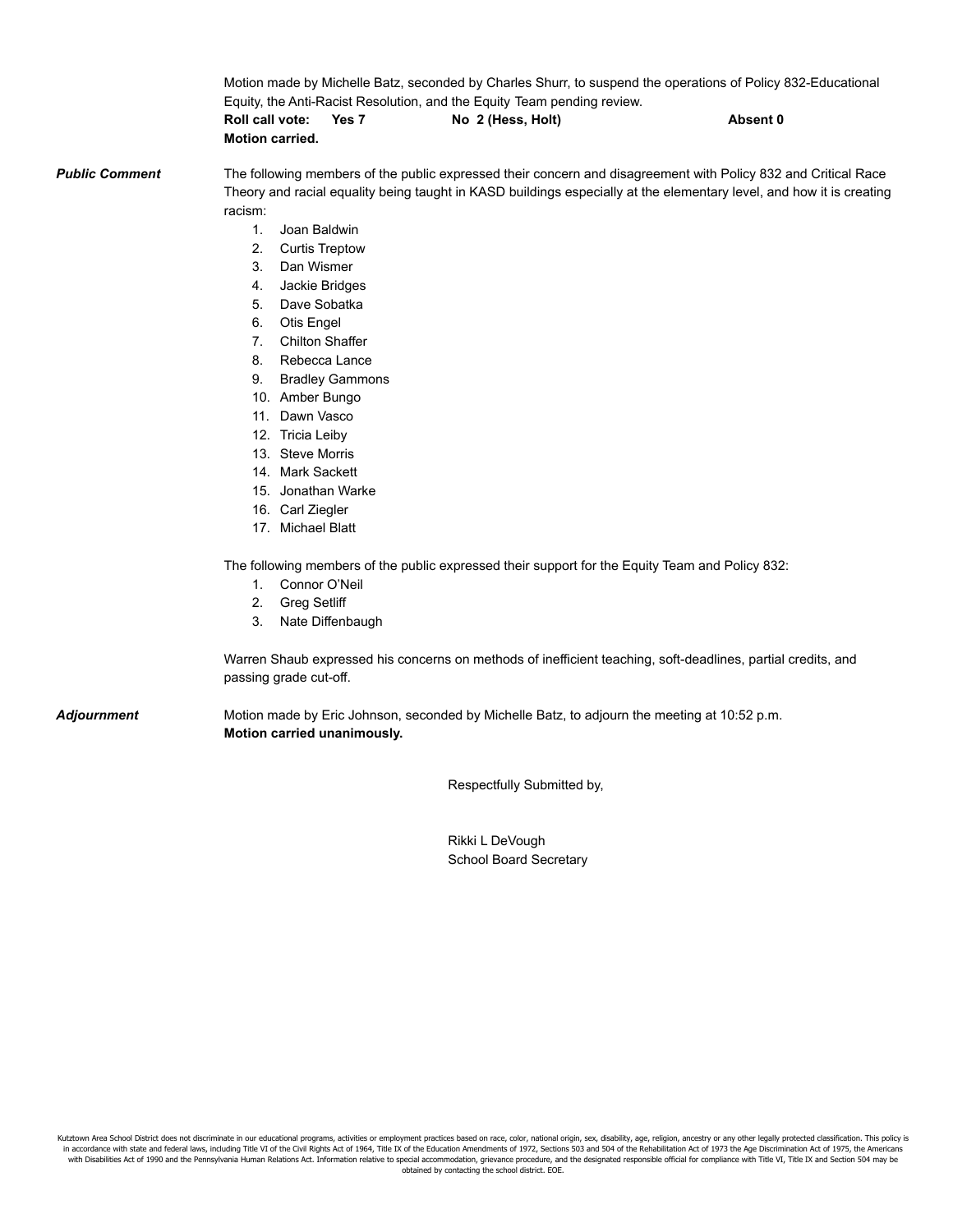Motion made by Michelle Batz, seconded by Charles Shurr, to suspend the operations of Policy 832-Educational Equity, the Anti-Racist Resolution, and the Equity Team pending review.

**Roll call vote: Yes 7 No 2 (Hess, Holt) Absent 0**

**Motion carried.**

***Public Comment***

The following members of the public expressed their concern and disagreement with Policy 832 and Critical Race Theory and racial equality being taught in KASD buildings especially at the elementary level, and how it is creating racism:

1. Joan Baldwin
2. Curtis Treptow
3. Dan Wismer
4. Jackie Bridges
5. Dave Sobatka
6. Otis Engel
7. Chilton Shaffer
8. Rebecca Lance
9. Bradley Gammons
10. Amber Bungo
11. Dawn Vasco
12. Tricia Leiby
13. Steve Morris
14. Mark Sackett
15. Jonathan Warke
16. Carl Ziegler
17. Michael Blatt

The following members of the public expressed their support for the Equity Team and Policy 832:

1. Connor O'Neil
2. Greg Setliff
3. Nate Diffenbaugh

Warren Shaub expressed his concerns on methods of inefficient teaching, soft-deadlines, partial credits, and passing grade cut-off.

***Adjournment***

Motion made by Eric Johnson, seconded by Michelle Batz, to adjourn the meeting at 10:52 p.m.

**Motion carried unanimously.**

Respectfully Submitted by,

Rikki L DeVough
School Board Secretary

Kutztown Area School District does not discriminate in our educational programs, activities or employment practices based on race, color, national origin, sex, disability, age, religion, ancestry or any other legally protected classification. This policy is in accordance with state and federal laws, including Title VI of the Civil Rights Act of 1964, Title IX of the Education Amendments of 1972, Sections 503 and 504 of the Rehabilitation Act of 1973 the Age Discrimination Act of 1975, the Americans with Disabilities Act of 1990 and the Pennsylvania Human Relations Act. Information relative to special accommodation, grievance procedure, and the designated responsible official for compliance with Title VI, Title IX and Section 504 may be obtained by contacting the school district. EOE.